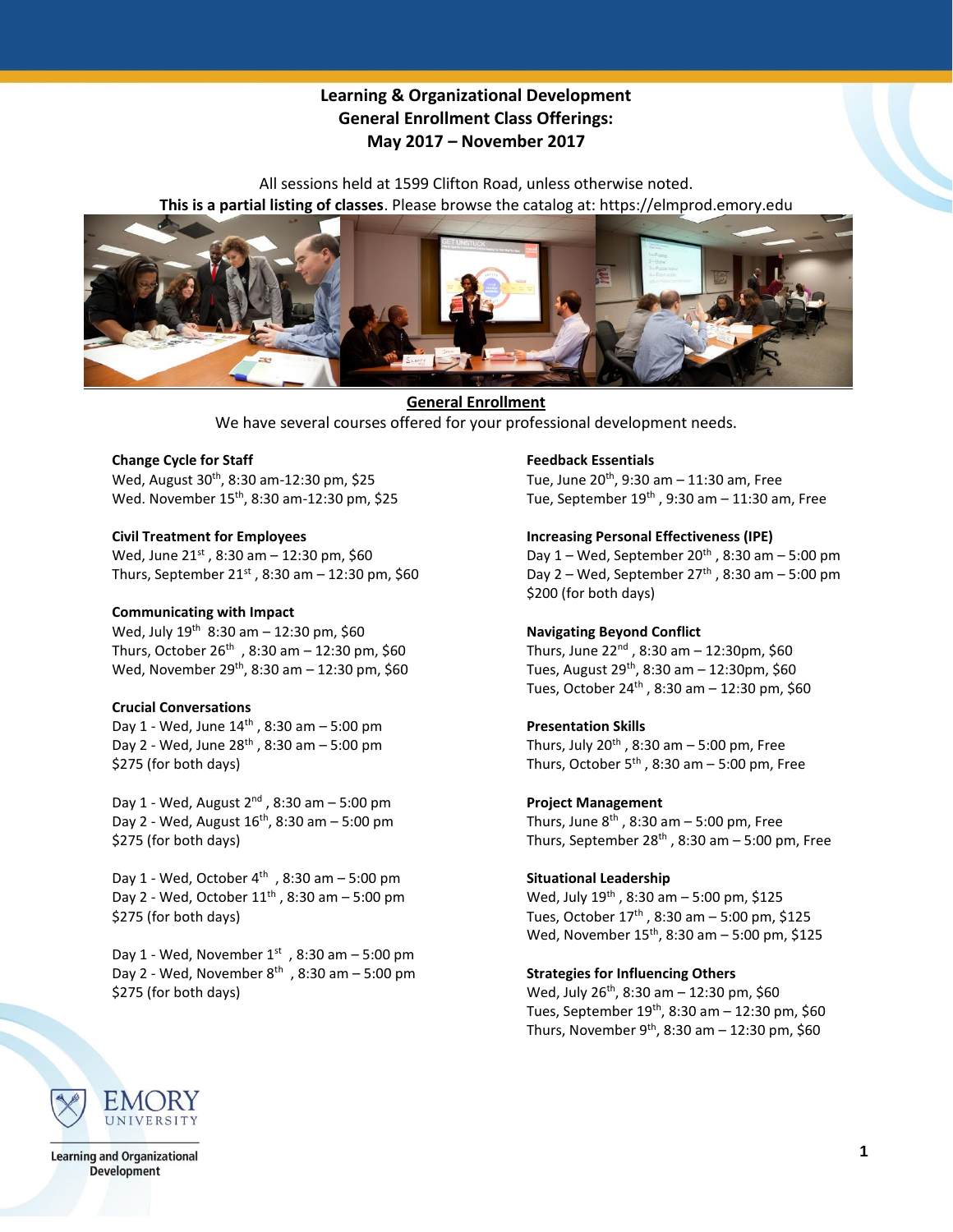# Learning & Organizational Development General Enrollment Class Offerings: May 2017 – November 2017

All sessions held at 1599 Clifton Road, unless otherwise noted.

**This is a partial listing of classes**. Please browse the catalog at: https://elmprod.emory.edu

## General Enrollment

We have several courses offered for your professional development needs.

**Change Cycle for Staff**
Wed, August 30th, 8:30 am-12:30 pm, $25
Wed. November 15th, 8:30 am-12:30 pm, $25

**Civil Treatment for Employees**
Wed, June 21st , 8:30 am – 12:30 pm, $60
Thurs, September 21st , 8:30 am – 12:30 pm, $60

**Communicating with Impact**
Wed, July 19th 8:30 am – 12:30 pm, $60
Thurs, October 26th , 8:30 am – 12:30 pm, $60
Wed, November 29th, 8:30 am – 12:30 pm, $60

**Crucial Conversations**
Day 1 - Wed, June 14th , 8:30 am – 5:00 pm
Day 2 - Wed, June 28th , 8:30 am – 5:00 pm
$275 (for both days)

Day 1 - Wed, August 2nd , 8:30 am – 5:00 pm
Day 2 - Wed, August 16th, 8:30 am – 5:00 pm
$275 (for both days)

Day 1 - Wed, October 4th , 8:30 am – 5:00 pm
Day 2 - Wed, October 11th , 8:30 am – 5:00 pm
$275 (for both days)

Day 1 - Wed, November 1st , 8:30 am – 5:00 pm
Day 2 - Wed, November 8th , 8:30 am – 5:00 pm
$275 (for both days)

**Feedback Essentials**
Tue, June 20th, 9:30 am – 11:30 am, Free
Tue, September 19th , 9:30 am – 11:30 am, Free

**Increasing Personal Effectiveness (IPE)**
Day 1 – Wed, September 20th , 8:30 am – 5:00 pm
Day 2 – Wed, September 27th , 8:30 am – 5:00 pm
$200 (for both days)

**Navigating Beyond Conflict**
Thurs, June 22nd , 8:30 am – 12:30pm, $60
Tues, August 29th, 8:30 am – 12:30pm, $60
Tues, October 24th , 8:30 am – 12:30 pm, $60

**Presentation Skills**
Thurs, July 20th , 8:30 am – 5:00 pm, Free
Thurs, October 5th , 8:30 am – 5:00 pm, Free

**Project Management**
Thurs, June 8th , 8:30 am – 5:00 pm, Free
Thurs, September 28th , 8:30 am – 5:00 pm, Free

**Situational Leadership**
Wed, July 19th , 8:30 am – 5:00 pm, $125
Tues, October 17th , 8:30 am – 5:00 pm, $125
Wed, November 15th, 8:30 am – 5:00 pm, $125

**Strategies for Influencing Others**
Wed, July 26th, 8:30 am – 12:30 pm, $60
Tues, September 19th, 8:30 am – 12:30 pm, $60
Thurs, November 9th, 8:30 am – 12:30 pm, $60

Emory University
Learning and Organizational Development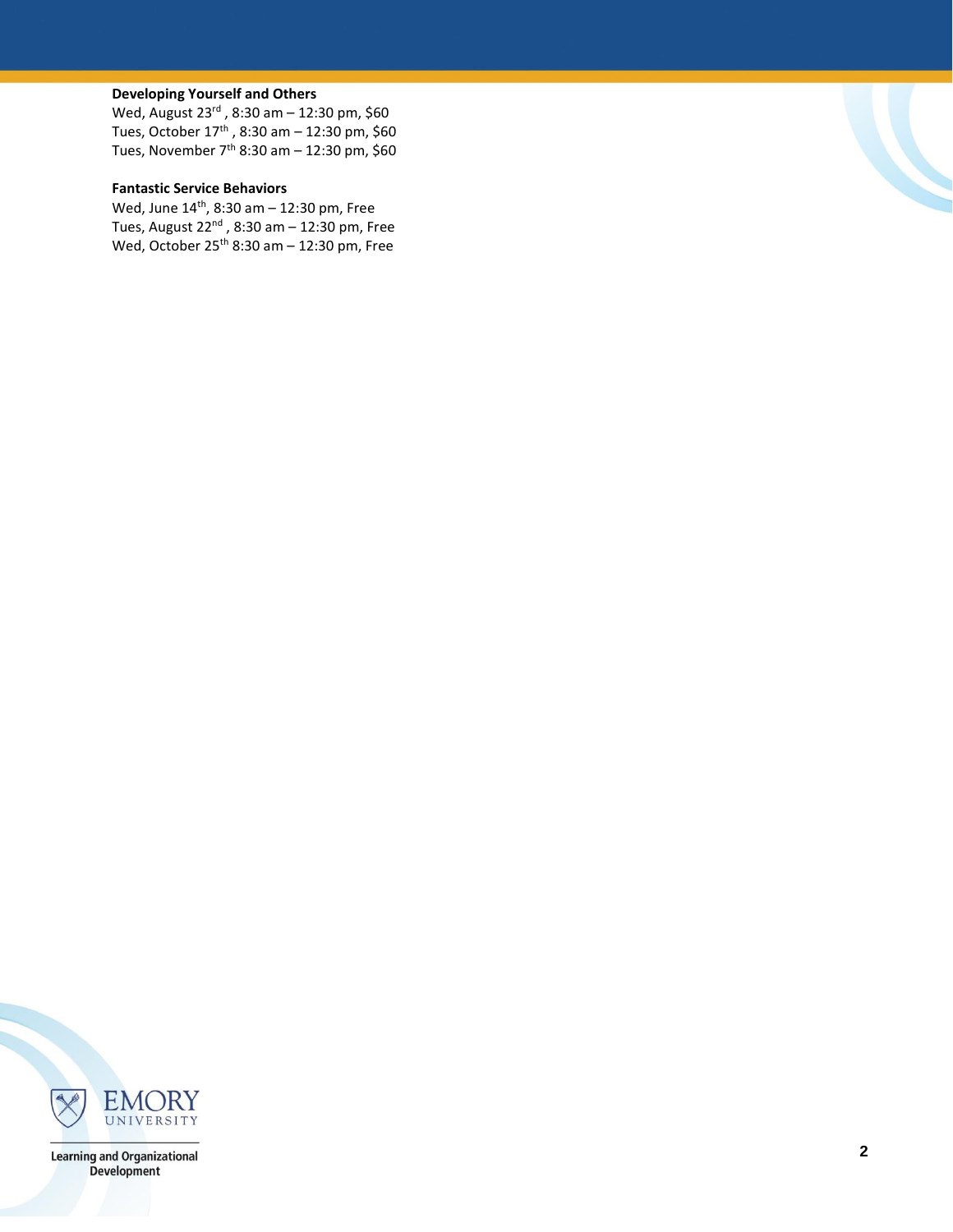**Developing Yourself and Others**

Wed, August 23rd , 8:30 am – 12:30 pm, $60
Tues, October 17th , 8:30 am – 12:30 pm, $60
Tues, November 7th 8:30 am – 12:30 pm, $60

**Fantastic Service Behaviors**

Wed, June 14th, 8:30 am – 12:30 pm, Free
Tues, August 22nd , 8:30 am – 12:30 pm, Free
Wed, October 25th 8:30 am – 12:30 pm, Free

EMORY UNIVERSITY

Learning and Organizational Development